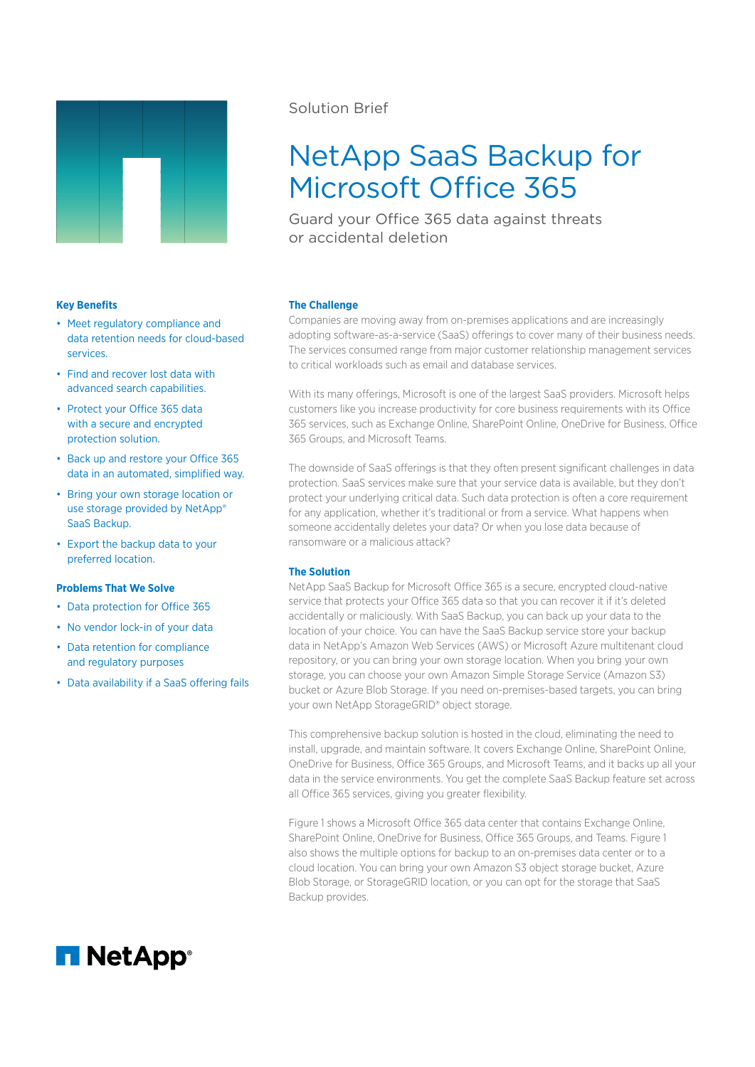Solution Brief

# NetApp SaaS Backup for Microsoft Office 365

Guard your Office 365 data against threats or accidental deletion

### Key Benefits

- Meet regulatory compliance and data retention needs for cloud-based services.
- Find and recover lost data with advanced search capabilities.
- Protect your Office 365 data with a secure and encrypted protection solution.
- Back up and restore your Office 365 data in an automated, simplified way.
- Bring your own storage location or use storage provided by NetApp® SaaS Backup.
- Export the backup data to your preferred location.

### Problems That We Solve

- Data protection for Office 365
- No vendor lock-in of your data
- Data retention for compliance and regulatory purposes
- Data availability if a SaaS offering fails

### The Challenge

Companies are moving away from on-premises applications and are increasingly adopting software-as-a-service (SaaS) offerings to cover many of their business needs. The services consumed range from major customer relationship management services to critical workloads such as email and database services.

With its many offerings, Microsoft is one of the largest SaaS providers. Microsoft helps customers like you increase productivity for core business requirements with its Office 365 services, such as Exchange Online, SharePoint Online, OneDrive for Business, Office 365 Groups, and Microsoft Teams.

The downside of SaaS offerings is that they often present significant challenges in data protection. SaaS services make sure that your service data is available, but they don't protect your underlying critical data. Such data protection is often a core requirement for any application, whether it's traditional or from a service. What happens when someone accidentally deletes your data? Or when you lose data because of ransomware or a malicious attack?

### The Solution

NetApp SaaS Backup for Microsoft Office 365 is a secure, encrypted cloud-native service that protects your Office 365 data so that you can recover it if it's deleted accidentally or maliciously. With SaaS Backup, you can back up your data to the location of your choice. You can have the SaaS Backup service store your backup data in NetApp's Amazon Web Services (AWS) or Microsoft Azure multitenant cloud repository, or you can bring your own storage location. When you bring your own storage, you can choose your own Amazon Simple Storage Service (Amazon S3) bucket or Azure Blob Storage. If you need on-premises-based targets, you can bring your own NetApp StorageGRID® object storage.

This comprehensive backup solution is hosted in the cloud, eliminating the need to install, upgrade, and maintain software. It covers Exchange Online, SharePoint Online, OneDrive for Business, Office 365 Groups, and Microsoft Teams, and it backs up all your data in the service environments. You get the complete SaaS Backup feature set across all Office 365 services, giving you greater flexibility.

Figure 1 shows a Microsoft Office 365 data center that contains Exchange Online, SharePoint Online, OneDrive for Business, Office 365 Groups, and Teams. Figure 1 also shows the multiple options for backup to an on-premises data center or to a cloud location. You can bring your own Amazon S3 object storage bucket, Azure Blob Storage, or StorageGRID location, or you can opt for the storage that SaaS Backup provides.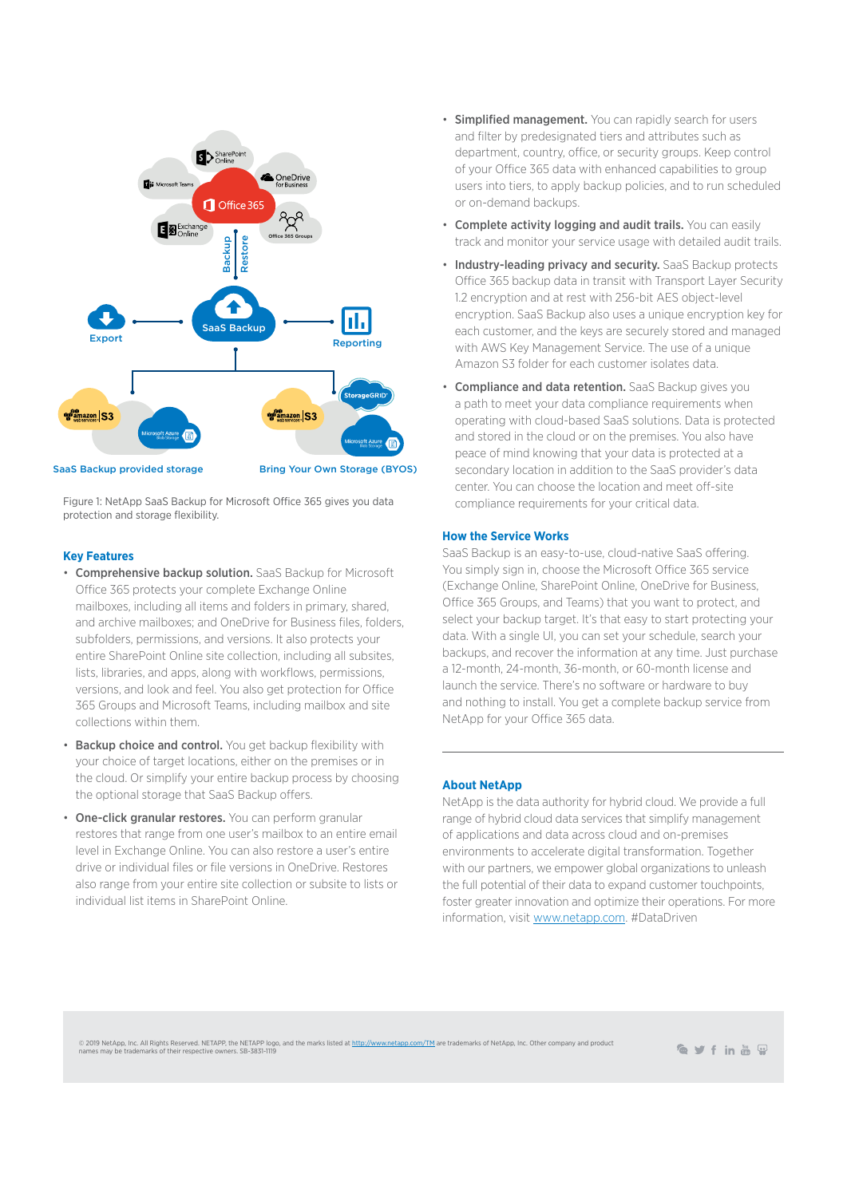Office 365

SharePoint Online

OneDrive for Business

Microsoft Teams

Exchange Online

Office 365 Groups

Backup

Restore

Export

SaaS Backup

Reporting

amazon web services S3

Microsoft Azure Blob Storage

StorageGRID

SaaS Backup provided storage

Bring Your Own Storage (BYOS)

Figure 1: NetApp SaaS Backup for Microsoft Office 365 gives you data protection and storage flexibility.

## Key Features

- **Comprehensive backup solution.** SaaS Backup for Microsoft Office 365 protects your complete Exchange Online mailboxes, including all items and folders in primary, shared, and archive mailboxes; and OneDrive for Business files, folders, subfolders, permissions, and versions. It also protects your entire SharePoint Online site collection, including all subsites, lists, libraries, and apps, along with workflows, permissions, versions, and look and feel. You also get protection for Office 365 Groups and Microsoft Teams, including mailbox and site collections within them.
- **Backup choice and control.** You get backup flexibility with your choice of target locations, either on the premises or in the cloud. Or simplify your entire backup process by choosing the optional storage that SaaS Backup offers.
- **One-click granular restores.** You can perform granular restores that range from one user's mailbox to an entire email level in Exchange Online. You can also restore a user's entire drive or individual files or file versions in OneDrive. Restores also range from your entire site collection or subsite to lists or individual list items in SharePoint Online.
- **Simplified management.** You can rapidly search for users and filter by predesignated tiers and attributes such as department, country, office, or security groups. Keep control of your Office 365 data with enhanced capabilities to group users into tiers, to apply backup policies, and to run scheduled or on-demand backups.
- **Complete activity logging and audit trails.** You can easily track and monitor your service usage with detailed audit trails.
- **Industry-leading privacy and security.** SaaS Backup protects Office 365 backup data in transit with Transport Layer Security 1.2 encryption and at rest with 256-bit AES object-level encryption. SaaS Backup also uses a unique encryption key for each customer, and the keys are securely stored and managed with AWS Key Management Service. The use of a unique Amazon S3 folder for each customer isolates data.
- **Compliance and data retention.** SaaS Backup gives you a path to meet your data compliance requirements when operating with cloud-based SaaS solutions. Data is protected and stored in the cloud or on the premises. You also have peace of mind knowing that your data is protected at a secondary location in addition to the SaaS provider's data center. You can choose the location and meet off-site compliance requirements for your critical data.

## How the Service Works

SaaS Backup is an easy-to-use, cloud-native SaaS offering. You simply sign in, choose the Microsoft Office 365 service (Exchange Online, SharePoint Online, OneDrive for Business, Office 365 Groups, and Teams) that you want to protect, and select your backup target. It's that easy to start protecting your data. With a single UI, you can set your schedule, search your backups, and recover the information at any time. Just purchase a 12-month, 24-month, 36-month, or 60-month license and launch the service. There's no software or hardware to buy and nothing to install. You get a complete backup service from NetApp for your Office 365 data.

## About NetApp

NetApp is the data authority for hybrid cloud. We provide a full range of hybrid cloud data services that simplify management of applications and data across cloud and on-premises environments to accelerate digital transformation. Together with our partners, we empower global organizations to unleash the full potential of their data to expand customer touchpoints, foster greater innovation and optimize their operations. For more information, visit www.netapp.com. #DataDriven

© 2019 NetApp, Inc. All Rights Reserved. NETAPP, the NETAPP logo, and the marks listed at http://www.netapp.com/TM are trademarks of NetApp, Inc. Other company and product names may be trademarks of their respective owners. SB-3831-1119